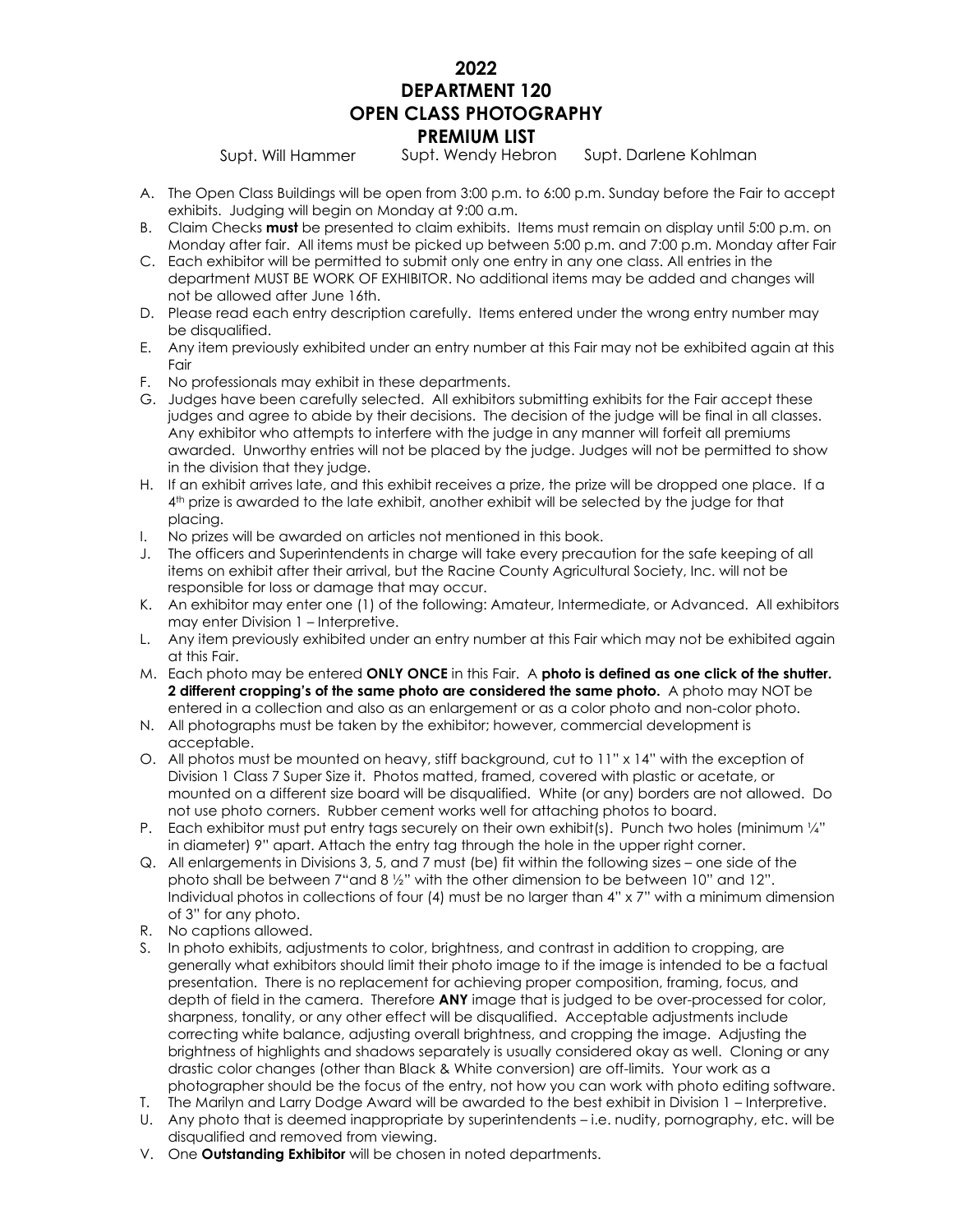# 2022
# DEPARTMENT 120
# OPEN CLASS PHOTOGRAPHY
# PREMIUM LIST

Supt. Will Hammer Supt. Wendy Hebron Supt. Darlene Kohlman

A. The Open Class Buildings will be open from 3:00 p.m. to 6:00 p.m. Sunday before the Fair to accept exhibits. Judging will begin on Monday at 9:00 a.m.
B. Claim Checks **must** be presented to claim exhibits. Items must remain on display until 5:00 p.m. on Monday after fair. All items must be picked up between 5:00 p.m. and 7:00 p.m. Monday after Fair
C. Each exhibitor will be permitted to submit only one entry in any one class. All entries in the department MUST BE WORK OF EXHIBITOR. No additional items may be added and changes will not be allowed after June 16th.
D. Please read each entry description carefully. Items entered under the wrong entry number may be disqualified.
E. Any item previously exhibited under an entry number at this Fair may not be exhibited again at this Fair
F. No professionals may exhibit in these departments.
G. Judges have been carefully selected. All exhibitors submitting exhibits for the Fair accept these judges and agree to abide by their decisions. The decision of the judge will be final in all classes. Any exhibitor who attempts to interfere with the judge in any manner will forfeit all premiums awarded. Unworthy entries will not be placed by the judge. Judges will not be permitted to show in the division that they judge.
H. If an exhibit arrives late, and this exhibit receives a prize, the prize will be dropped one place. If a 4th prize is awarded to the late exhibit, another exhibit will be selected by the judge for that placing.
I. No prizes will be awarded on articles not mentioned in this book.
J. The officers and Superintendents in charge will take every precaution for the safe keeping of all items on exhibit after their arrival, but the Racine County Agricultural Society, Inc. will not be responsible for loss or damage that may occur.
K. An exhibitor may enter one (1) of the following: Amateur, Intermediate, or Advanced. All exhibitors may enter Division 1 – Interpretive.
L. Any item previously exhibited under an entry number at this Fair which may not be exhibited again at this Fair.
M. Each photo may be entered **ONLY ONCE** in this Fair. A **photo is defined as one click of the shutter. 2 different cropping's of the same photo are considered the same photo.** A photo may NOT be entered in a collection and also as an enlargement or as a color photo and non-color photo.
N. All photographs must be taken by the exhibitor; however, commercial development is acceptable.
O. All photos must be mounted on heavy, stiff background, cut to 11" x 14" with the exception of Division 1 Class 7 Super Size it. Photos matted, framed, covered with plastic or acetate, or mounted on a different size board will be disqualified. White (or any) borders are not allowed. Do not use photo corners. Rubber cement works well for attaching photos to board.
P. Each exhibitor must put entry tags securely on their own exhibit(s). Punch two holes (minimum ¼" in diameter) 9" apart. Attach the entry tag through the hole in the upper right corner.
Q. All enlargements in Divisions 3, 5, and 7 must (be) fit within the following sizes – one side of the photo shall be between 7"and 8 ½" with the other dimension to be between 10" and 12". Individual photos in collections of four (4) must be no larger than 4" x 7" with a minimum dimension of 3" for any photo.
R. No captions allowed.
S. In photo exhibits, adjustments to color, brightness, and contrast in addition to cropping, are generally what exhibitors should limit their photo image to if the image is intended to be a factual presentation. There is no replacement for achieving proper composition, framing, focus, and depth of field in the camera. Therefore **ANY** image that is judged to be over-processed for color, sharpness, tonality, or any other effect will be disqualified. Acceptable adjustments include correcting white balance, adjusting overall brightness, and cropping the image. Adjusting the brightness of highlights and shadows separately is usually considered okay as well. Cloning or any drastic color changes (other than Black & White conversion) are off-limits. Your work as a photographer should be the focus of the entry, not how you can work with photo editing software.
T. The Marilyn and Larry Dodge Award will be awarded to the best exhibit in Division 1 – Interpretive.
U. Any photo that is deemed inappropriate by superintendents – i.e. nudity, pornography, etc. will be disqualified and removed from viewing.
V. One **Outstanding Exhibitor** will be chosen in noted departments.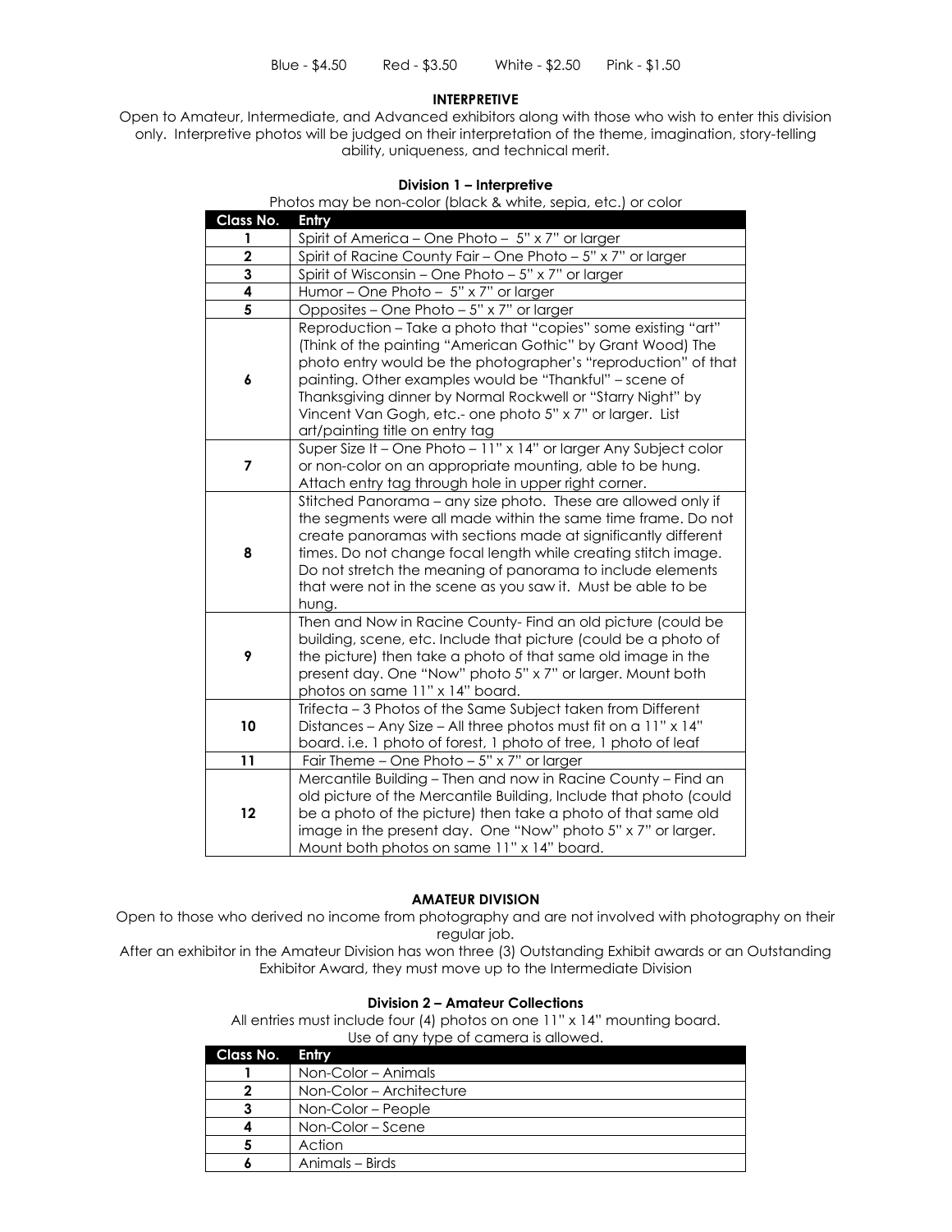Blue - $4.50 Red - $3.50 White - $2.50 Pink - $1.50

## INTERPRETIVE

Open to Amateur, Intermediate, and Advanced exhibitors along with those who wish to enter this division only. Interpretive photos will be judged on their interpretation of the theme, imagination, story-telling ability, uniqueness, and technical merit.

### Division 1 – Interpretive

Photos may be non-color (black & white, sepia, etc.) or color

| Class No. | Entry |
|---|---|
| 1 | Spirit of America – One Photo – 5" x 7" or larger |
| 2 | Spirit of Racine County Fair – One Photo – 5" x 7" or larger |
| 3 | Spirit of Wisconsin – One Photo – 5" x 7" or larger |
| 4 | Humor – One Photo – 5" x 7" or larger |
| 5 | Opposites – One Photo – 5" x 7" or larger |
| 6 | Reproduction – Take a photo that "copies" some existing "art" (Think of the painting "American Gothic" by Grant Wood) The photo entry would be the photographer's "reproduction" of that painting. Other examples would be "Thankful" – scene of Thanksgiving dinner by Normal Rockwell or "Starry Night" by Vincent Van Gogh, etc.- one photo 5" x 7" or larger. List art/painting title on entry tag |
| 7 | Super Size It – One Photo – 11" x 14" or larger Any Subject color or non-color on an appropriate mounting, able to be hung. Attach entry tag through hole in upper right corner. |
| 8 | Stitched Panorama – any size photo. These are allowed only if the segments were all made within the same time frame. Do not create panoramas with sections made at significantly different times. Do not change focal length while creating stitch image. Do not stretch the meaning of panorama to include elements that were not in the scene as you saw it. Must be able to be hung. |
| 9 | Then and Now in Racine County- Find an old picture (could be building, scene, etc. Include that picture (could be a photo of the picture) then take a photo of that same old image in the present day. One "Now" photo 5" x 7" or larger. Mount both photos on same 11" x 14" board. |
| 10 | Trifecta – 3 Photos of the Same Subject taken from Different Distances – Any Size – All three photos must fit on a 11" x 14" board. i.e. 1 photo of forest, 1 photo of tree, 1 photo of leaf |
| 11 | Fair Theme – One Photo – 5" x 7" or larger |
| 12 | Mercantile Building – Then and now in Racine County – Find an old picture of the Mercantile Building, Include that photo (could be a photo of the picture) then take a photo of that same old image in the present day. One "Now" photo 5" x 7" or larger. Mount both photos on same 11" x 14" board. |

## AMATEUR DIVISION

Open to those who derived no income from photography and are not involved with photography on their regular job.

After an exhibitor in the Amateur Division has won three (3) Outstanding Exhibit awards or an Outstanding Exhibitor Award, they must move up to the Intermediate Division

### Division 2 – Amateur Collections

All entries must include four (4) photos on one 11" x 14" mounting board.

Use of any type of camera is allowed.

| Class No. | Entry |
|---|---|
| 1 | Non-Color – Animals |
| 2 | Non-Color – Architecture |
| 3 | Non-Color – People |
| 4 | Non-Color – Scene |
| 5 | Action |
| 6 | Animals – Birds |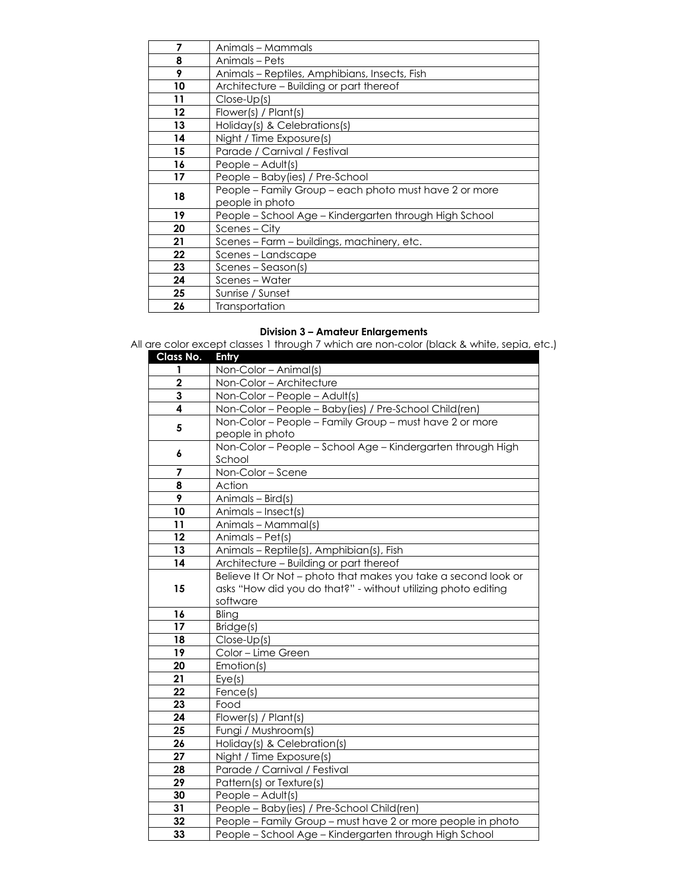| | |
|---|---|
| **7** | Animals – Mammals |
| **8** | Animals – Pets |
| **9** | Animals – Reptiles, Amphibians, Insects, Fish |
| **10** | Architecture – Building or part thereof |
| **11** | Close-Up(s) |
| **12** | Flower(s) / Plant(s) |
| **13** | Holiday(s) & Celebrations(s) |
| **14** | Night / Time Exposure(s) |
| **15** | Parade / Carnival / Festival |
| **16** | People – Adult(s) |
| **17** | People – Baby(ies) / Pre-School |
| **18** | People – Family Group – each photo must have 2 or more people in photo |
| **19** | People – School Age – Kindergarten through High School |
| **20** | Scenes – City |
| **21** | Scenes – Farm – buildings, machinery, etc. |
| **22** | Scenes – Landscape |
| **23** | Scenes – Season(s) |
| **24** | Scenes – Water |
| **25** | Sunrise / Sunset |
| **26** | Transportation |

**Division 3 – Amateur Enlargements**

All are color except classes 1 through 7 which are non-color (black & white, sepia, etc.)

| Class No. | Entry |
|---|---|
| **1** | Non-Color – Animal(s) |
| **2** | Non-Color – Architecture |
| **3** | Non-Color – People – Adult(s) |
| **4** | Non-Color – People – Baby(ies) / Pre-School Child(ren) |
| **5** | Non-Color – People – Family Group – must have 2 or more people in photo |
| **6** | Non-Color – People – School Age – Kindergarten through High School |
| **7** | Non-Color – Scene |
| **8** | Action |
| **9** | Animals – Bird(s) |
| **10** | Animals – Insect(s) |
| **11** | Animals – Mammal(s) |
| **12** | Animals – Pet(s) |
| **13** | Animals – Reptile(s), Amphibian(s), Fish |
| **14** | Architecture – Building or part thereof |
| **15** | Believe It Or Not – photo that makes you take a second look or asks "How did you do that?" - without utilizing photo editing software |
| **16** | Bling |
| **17** | Bridge(s) |
| **18** | Close-Up(s) |
| **19** | Color – Lime Green |
| **20** | Emotion(s) |
| **21** | Eye(s) |
| **22** | Fence(s) |
| **23** | Food |
| **24** | Flower(s) / Plant(s) |
| **25** | Fungi / Mushroom(s) |
| **26** | Holiday(s) & Celebration(s) |
| **27** | Night / Time Exposure(s) |
| **28** | Parade / Carnival / Festival |
| **29** | Pattern(s) or Texture(s) |
| **30** | People – Adult(s) |
| **31** | People – Baby(ies) / Pre-School Child(ren) |
| **32** | People – Family Group – must have 2 or more people in photo |
| **33** | People – School Age – Kindergarten through High School |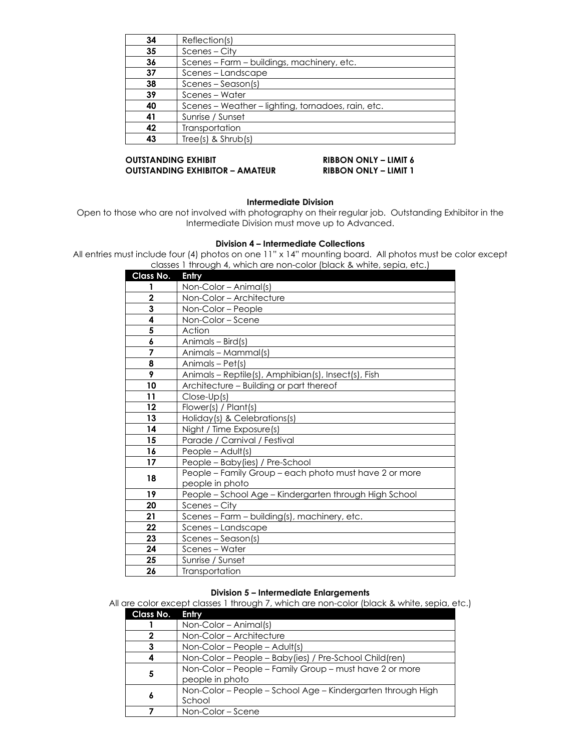| | |
|---|---|
| 34 | Reflection(s) |
| 35 | Scenes – City |
| 36 | Scenes – Farm – buildings, machinery, etc. |
| 37 | Scenes – Landscape |
| 38 | Scenes – Season(s) |
| 39 | Scenes – Water |
| 40 | Scenes – Weather – lighting, tornadoes, rain, etc. |
| 41 | Sunrise / Sunset |
| 42 | Transportation |
| 43 | Tree(s) & Shrub(s) |

**OUTSTANDING EXHIBIT** — **RIBBON ONLY – LIMIT 6**
**OUTSTANDING EXHIBITOR – AMATEUR** — **RIBBON ONLY – LIMIT 1**

### Intermediate Division

Open to those who are not involved with photography on their regular job. Outstanding Exhibitor in the Intermediate Division must move up to Advanced.

### Division 4 – Intermediate Collections

All entries must include four (4) photos on one 11" x 14" mounting board. All photos must be color except classes 1 through 4, which are non-color (black & white, sepia, etc.)

| Class No. | Entry |
|---|---|
| 1 | Non-Color – Animal(s) |
| 2 | Non-Color – Architecture |
| 3 | Non-Color – People |
| 4 | Non-Color – Scene |
| 5 | Action |
| 6 | Animals – Bird(s) |
| 7 | Animals – Mammal(s) |
| 8 | Animals – Pet(s) |
| 9 | Animals – Reptile(s), Amphibian(s), Insect(s), Fish |
| 10 | Architecture – Building or part thereof |
| 11 | Close-Up(s) |
| 12 | Flower(s) / Plant(s) |
| 13 | Holiday(s) & Celebrations(s) |
| 14 | Night / Time Exposure(s) |
| 15 | Parade / Carnival / Festival |
| 16 | People – Adult(s) |
| 17 | People – Baby(ies) / Pre-School |
| 18 | People – Family Group – each photo must have 2 or more people in photo |
| 19 | People – School Age – Kindergarten through High School |
| 20 | Scenes – City |
| 21 | Scenes – Farm – building(s), machinery, etc. |
| 22 | Scenes – Landscape |
| 23 | Scenes – Season(s) |
| 24 | Scenes – Water |
| 25 | Sunrise / Sunset |
| 26 | Transportation |

### Division 5 – Intermediate Enlargements

All are color except classes 1 through 7, which are non-color (black & white, sepia, etc.)

| Class No. | Entry |
|---|---|
| 1 | Non-Color – Animal(s) |
| 2 | Non-Color – Architecture |
| 3 | Non-Color – People – Adult(s) |
| 4 | Non-Color – People – Baby(ies) / Pre-School Child(ren) |
| 5 | Non-Color – People – Family Group – must have 2 or more people in photo |
| 6 | Non-Color – People – School Age – Kindergarten through High School |
| 7 | Non-Color – Scene |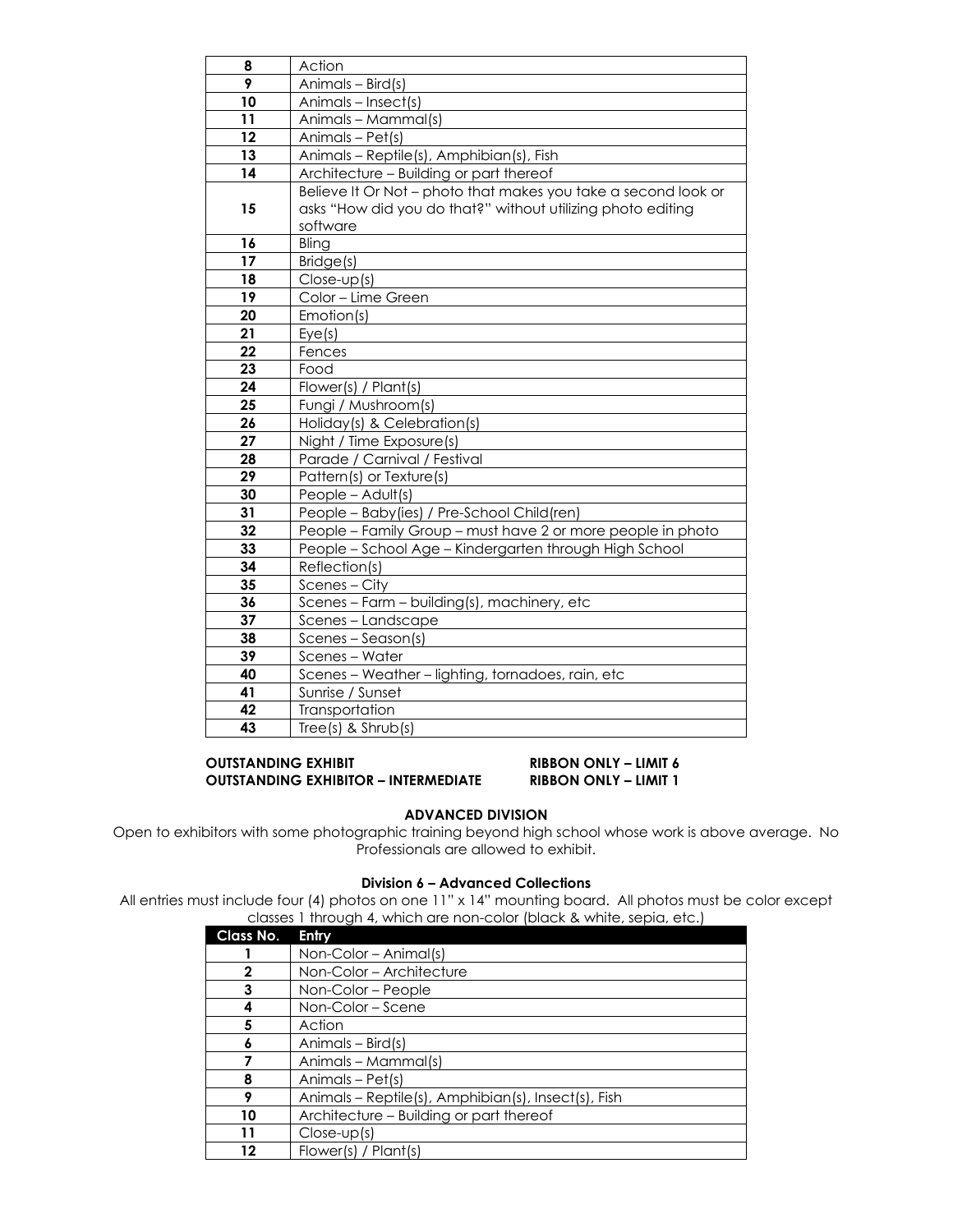| | |
|---|---|
| **8** | Action |
| **9** | Animals – Bird(s) |
| **10** | Animals – Insect(s) |
| **11** | Animals – Mammal(s) |
| **12** | Animals – Pet(s) |
| **13** | Animals – Reptile(s), Amphibian(s), Fish |
| **14** | Architecture – Building or part thereof |
| **15** | Believe It Or Not – photo that makes you take a second look or asks "How did you do that?" without utilizing photo editing software |
| **16** | Bling |
| **17** | Bridge(s) |
| **18** | Close-up(s) |
| **19** | Color – Lime Green |
| **20** | Emotion(s) |
| **21** | Eye(s) |
| **22** | Fences |
| **23** | Food |
| **24** | Flower(s) / Plant(s) |
| **25** | Fungi / Mushroom(s) |
| **26** | Holiday(s) & Celebration(s) |
| **27** | Night / Time Exposure(s) |
| **28** | Parade / Carnival / Festival |
| **29** | Pattern(s) or Texture(s) |
| **30** | People – Adult(s) |
| **31** | People – Baby(ies) / Pre-School Child(ren) |
| **32** | People – Family Group – must have 2 or more people in photo |
| **33** | People – School Age – Kindergarten through High School |
| **34** | Reflection(s) |
| **35** | Scenes – City |
| **36** | Scenes – Farm – building(s), machinery, etc |
| **37** | Scenes – Landscape |
| **38** | Scenes – Season(s) |
| **39** | Scenes – Water |
| **40** | Scenes – Weather – lighting, tornadoes, rain, etc |
| **41** | Sunrise / Sunset |
| **42** | Transportation |
| **43** | Tree(s) & Shrub(s) |

**OUTSTANDING EXHIBIT** — **RIBBON ONLY – LIMIT 6**
**OUTSTANDING EXHIBITOR – INTERMEDIATE** — **RIBBON ONLY – LIMIT 1**

## ADVANCED DIVISION

Open to exhibitors with some photographic training beyond high school whose work is above average. No Professionals are allowed to exhibit.

### Division 6 – Advanced Collections

All entries must include four (4) photos on one 11" x 14" mounting board. All photos must be color except classes 1 through 4, which are non-color (black & white, sepia, etc.)

| Class No. | Entry |
|---|---|
| **1** | Non-Color – Animal(s) |
| **2** | Non-Color – Architecture |
| **3** | Non-Color – People |
| **4** | Non-Color – Scene |
| **5** | Action |
| **6** | Animals – Bird(s) |
| **7** | Animals – Mammal(s) |
| **8** | Animals – Pet(s) |
| **9** | Animals – Reptile(s), Amphibian(s), Insect(s), Fish |
| **10** | Architecture – Building or part thereof |
| **11** | Close-up(s) |
| **12** | Flower(s) / Plant(s) |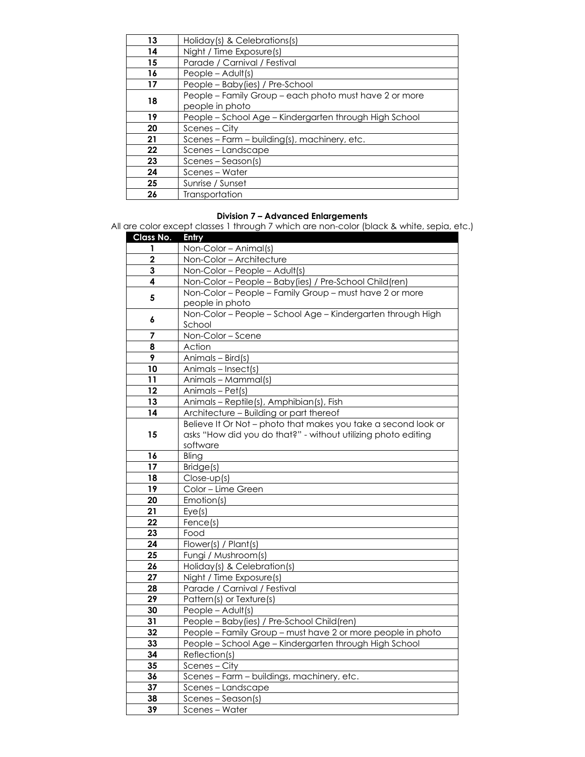| | |
|---|---|
| **13** | Holiday(s) & Celebrations(s) |
| **14** | Night / Time Exposure(s) |
| **15** | Parade / Carnival / Festival |
| **16** | People – Adult(s) |
| **17** | People – Baby(ies) / Pre-School |
| **18** | People – Family Group – each photo must have 2 or more people in photo |
| **19** | People – School Age – Kindergarten through High School |
| **20** | Scenes – City |
| **21** | Scenes – Farm – building(s), machinery, etc. |
| **22** | Scenes – Landscape |
| **23** | Scenes – Season(s) |
| **24** | Scenes – Water |
| **25** | Sunrise / Sunset |
| **26** | Transportation |

### Division 7 – Advanced Enlargements

All are color except classes 1 through 7 which are non-color (black & white, sepia, etc.)

| Class No. | Entry |
|---|---|
| **1** | Non-Color – Animal(s) |
| **2** | Non-Color – Architecture |
| **3** | Non-Color – People – Adult(s) |
| **4** | Non-Color – People – Baby(ies) / Pre-School Child(ren) |
| **5** | Non-Color – People – Family Group – must have 2 or more people in photo |
| **6** | Non-Color – People – School Age – Kindergarten through High School |
| **7** | Non-Color – Scene |
| **8** | Action |
| **9** | Animals – Bird(s) |
| **10** | Animals – Insect(s) |
| **11** | Animals – Mammal(s) |
| **12** | Animals – Pet(s) |
| **13** | Animals – Reptile(s), Amphibian(s), Fish |
| **14** | Architecture – Building or part thereof |
| **15** | Believe It Or Not – photo that makes you take a second look or asks "How did you do that?" - without utilizing photo editing software |
| **16** | Bling |
| **17** | Bridge(s) |
| **18** | Close-up(s) |
| **19** | Color – Lime Green |
| **20** | Emotion(s) |
| **21** | Eye(s) |
| **22** | Fence(s) |
| **23** | Food |
| **24** | Flower(s) / Plant(s) |
| **25** | Fungi / Mushroom(s) |
| **26** | Holiday(s) & Celebration(s) |
| **27** | Night / Time Exposure(s) |
| **28** | Parade / Carnival / Festival |
| **29** | Pattern(s) or Texture(s) |
| **30** | People – Adult(s) |
| **31** | People – Baby(ies) / Pre-School Child(ren) |
| **32** | People – Family Group – must have 2 or more people in photo |
| **33** | People – School Age – Kindergarten through High School |
| **34** | Reflection(s) |
| **35** | Scenes – City |
| **36** | Scenes – Farm – buildings, machinery, etc. |
| **37** | Scenes – Landscape |
| **38** | Scenes – Season(s) |
| **39** | Scenes – Water |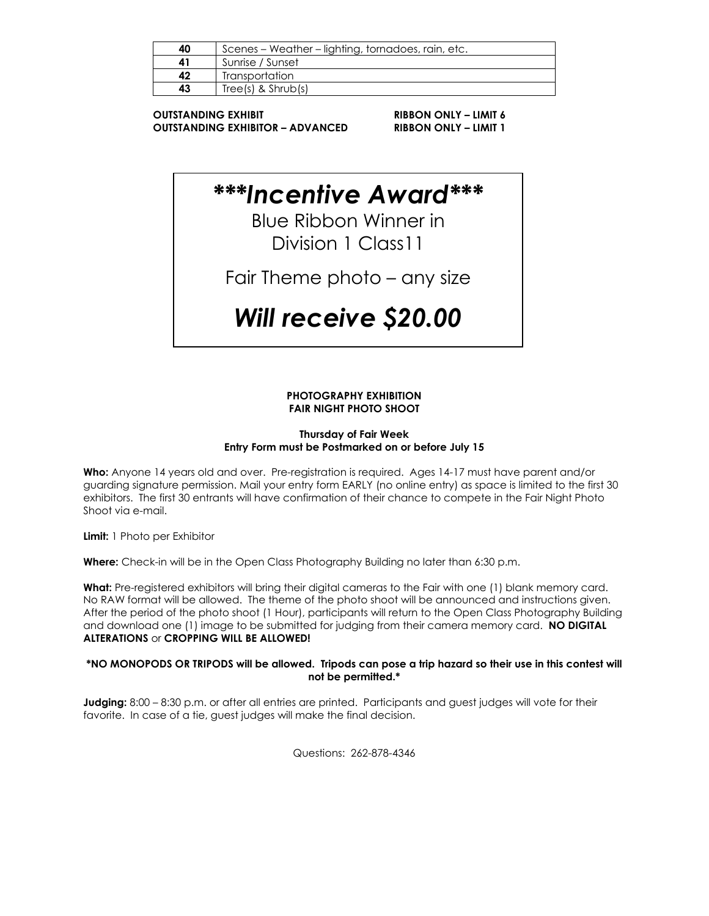| | |
|---|---|
| **40** | Scenes – Weather – lighting, tornadoes, rain, etc. |
| **41** | Sunrise / Sunset |
| **42** | Transportation |
| **43** | Tree(s) & Shrub(s) |

**OUTSTANDING EXHIBIT** **RIBBON ONLY – LIMIT 6**
**OUTSTANDING EXHIBITOR – ADVANCED** **RIBBON ONLY – LIMIT 1**

## ***\*\*\*Incentive Award\*\*\****

Blue Ribbon Winner in
Division 1 Class11

Fair Theme photo – any size

## ***Will receive $20.00***

**PHOTOGRAPHY EXHIBITION**
**FAIR NIGHT PHOTO SHOOT**

**Thursday of Fair Week**
**Entry Form must be Postmarked on or before July 15**

**Who:** Anyone 14 years old and over. Pre-registration is required. Ages 14-17 must have parent and/or guarding signature permission. Mail your entry form EARLY (no online entry) as space is limited to the first 30 exhibitors. The first 30 entrants will have confirmation of their chance to compete in the Fair Night Photo Shoot via e-mail.

**Limit:** 1 Photo per Exhibitor

**Where:** Check-in will be in the Open Class Photography Building no later than 6:30 p.m.

**What:** Pre-registered exhibitors will bring their digital cameras to the Fair with one (1) blank memory card. No RAW format will be allowed. The theme of the photo shoot will be announced and instructions given. After the period of the photo shoot (1 Hour), participants will return to the Open Class Photography Building and download one (1) image to be submitted for judging from their camera memory card. **NO DIGITAL ALTERATIONS** or **CROPPING WILL BE ALLOWED!**

**\*NO MONOPODS OR TRIPODS will be allowed. Tripods can pose a trip hazard so their use in this contest will not be permitted.\***

**Judging:** 8:00 – 8:30 p.m. or after all entries are printed. Participants and guest judges will vote for their favorite. In case of a tie, guest judges will make the final decision.

Questions: 262-878-4346